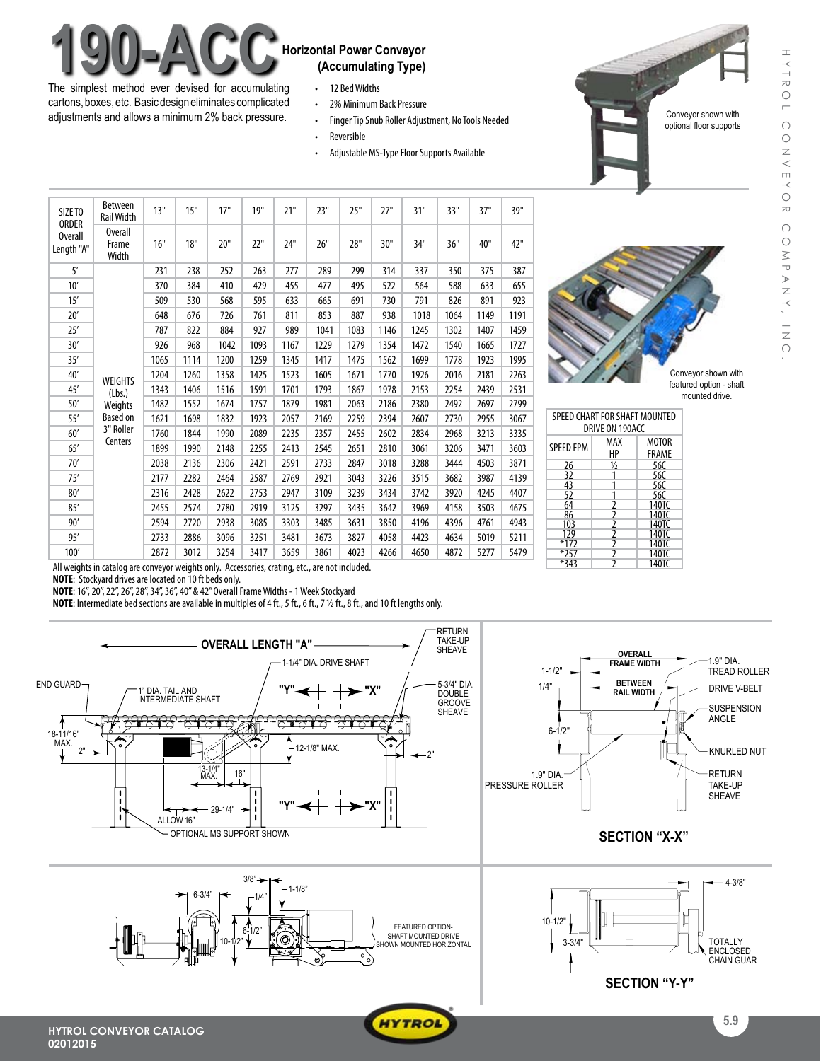# 190-ACC

## Horizontal Power Conveyor (Accumulating Type)

The simplest method ever devised for accumulating cartons, boxes, etc. Basic design eliminates complicated adjustments and allows a minimum 2% back pressure.

- 12 Bed Widths
- 2% Minimum Back Pressure
- Finger Tip Snub Roller Adjustment, No Tools Needed
- Reversible
- Adjustable MS-Type Floor Supports Available

Conveyor shown with optional floor supports

| SIZE TO ORDER Overall Length "A" | Between Rail Width | 13" | 15" | 17" | 19" | 21" | 23" | 25" | 27" | 31" | 33" | 37" | 39" |
|---|---|---|---|---|---|---|---|---|---|---|---|---|---|
| | Overall Frame Width | 16" | 18" | 20" | 22" | 24" | 26" | 28" | 30" | 34" | 36" | 40" | 42" |
| 5' | WEIGHTS (Lbs.) Weights Based on 3" Roller Centers | 231 | 238 | 252 | 263 | 277 | 289 | 299 | 314 | 337 | 350 | 375 | 387 |
| 10' | | 370 | 384 | 410 | 429 | 455 | 477 | 495 | 522 | 564 | 588 | 633 | 655 |
| 15' | | 509 | 530 | 568 | 595 | 633 | 665 | 691 | 730 | 791 | 826 | 891 | 923 |
| 20' | | 648 | 676 | 726 | 761 | 811 | 853 | 887 | 938 | 1018 | 1064 | 1149 | 1191 |
| 25' | | 787 | 822 | 884 | 927 | 989 | 1041 | 1083 | 1146 | 1245 | 1302 | 1407 | 1459 |
| 30' | | 926 | 968 | 1042 | 1093 | 1167 | 1229 | 1279 | 1354 | 1472 | 1540 | 1665 | 1727 |
| 35' | | 1065 | 1114 | 1200 | 1259 | 1345 | 1417 | 1475 | 1562 | 1699 | 1778 | 1923 | 1995 |
| 40' | | 1204 | 1260 | 1358 | 1425 | 1523 | 1605 | 1671 | 1770 | 1926 | 2016 | 2181 | 2263 |
| 45' | | 1343 | 1406 | 1516 | 1591 | 1701 | 1793 | 1867 | 1978 | 2153 | 2254 | 2439 | 2531 |
| 50' | | 1482 | 1552 | 1674 | 1757 | 1879 | 1981 | 2063 | 2186 | 2380 | 2492 | 2697 | 2799 |
| 55' | | 1621 | 1698 | 1832 | 1923 | 2057 | 2169 | 2259 | 2394 | 2607 | 2730 | 2955 | 3067 |
| 60' | | 1760 | 1844 | 1990 | 2089 | 2235 | 2357 | 2455 | 2602 | 2834 | 2968 | 3213 | 3335 |
| 65' | | 1899 | 1990 | 2148 | 2255 | 2413 | 2545 | 2651 | 2810 | 3061 | 3206 | 3471 | 3603 |
| 70' | | 2038 | 2136 | 2306 | 2421 | 2591 | 2733 | 2847 | 3018 | 3288 | 3444 | 4503 | 3871 |
| 75' | | 2177 | 2282 | 2464 | 2587 | 2769 | 2921 | 3043 | 3226 | 3515 | 3682 | 3987 | 4139 |
| 80' | | 2316 | 2428 | 2622 | 2753 | 2947 | 3109 | 3239 | 3434 | 3742 | 3920 | 4245 | 4407 |
| 85' | | 2455 | 2574 | 2780 | 2919 | 3125 | 3297 | 3435 | 3642 | 3969 | 4158 | 3503 | 4675 |
| 90' | | 2594 | 2720 | 2938 | 3085 | 3303 | 3485 | 3631 | 3850 | 4196 | 4396 | 4761 | 4943 |
| 95' | | 2733 | 2886 | 3096 | 3251 | 3481 | 3673 | 3827 | 4058 | 4423 | 4634 | 5019 | 5211 |
| 100' | | 2872 | 3012 | 3254 | 3417 | 3659 | 3861 | 4023 | 4266 | 4650 | 4872 | 5277 | 5479 |

All weights in catalog are conveyor weights only. Accessories, crating, etc., are not included.

**NOTE**: Stockyard drives are located on 10 ft beds only.

**NOTE**: 16", 20", 22", 26", 28", 34", 36", 40" & 42" Overall Frame Widths - 1 Week Stockyard

**NOTE**: Intermediate bed sections are available in multiples of 4 ft., 5 ft., 6 ft., 7 ½ ft., 8 ft., and 10 ft lengths only.

Conveyor shown with featured option - shaft mounted drive.

**SPEED CHART FOR SHAFT MOUNTED DRIVE ON 190ACC**

| SPEED FPM | MAX HP | MOTOR FRAME |
|---|---|---|
| 26 | ½ | 56C |
| 32 | 1 | 56C |
| 43 | 1 | 56C |
| 52 | 1 | 56C |
| 64 | 2 | 140TC |
| 86 | 2 | 140TC |
| 103 | 2 | 140TC |
| 129 | 2 | 140TC |
| *172 | 2 | 140TC |
| *257 | 2 | 140TC |
| *343 | 2 | 140TC |

OVERALL LENGTH "A" — END GUARD — 1" DIA. TAIL AND INTERMEDIATE SHAFT — 1-1/4" DIA. DRIVE SHAFT — RETURN TAKE-UP SHEAVE — 5-3/4" DIA. DOUBLE GROOVE SHEAVE — 18-11/16" MAX. — 2" — 12-1/8" MAX. — 13-1/4" MAX. — 16" — 29-1/4" — ALLOW 16" — OPTIONAL MS SUPPORT SHOWN

OVERALL FRAME WIDTH — BETWEEN RAIL WIDTH — 1-1/2" — 1/4" — 6-1/2" — 1.9" DIA. TREAD ROLLER — DRIVE V-BELT — SUSPENSION ANGLE — KNURLED NUT — RETURN TAKE-UP SHEAVE — 1.9" DIA. PRESSURE ROLLER

**SECTION "X-X"**

6-3/4" — 3/8" — 1/4" — 1-1/8" — 6-1/2" — 10-1/2" — FEATURED OPTION- SHAFT MOUNTED DRIVE SHOWN MOUNTED HORIZONTAL

10-1/2" — 3-3/4" — 4-3/8" — TOTALLY ENCLOSED CHAIN GUAR

**SECTION "Y-Y"**

HYTROL CONVEYOR CATALOG
02012015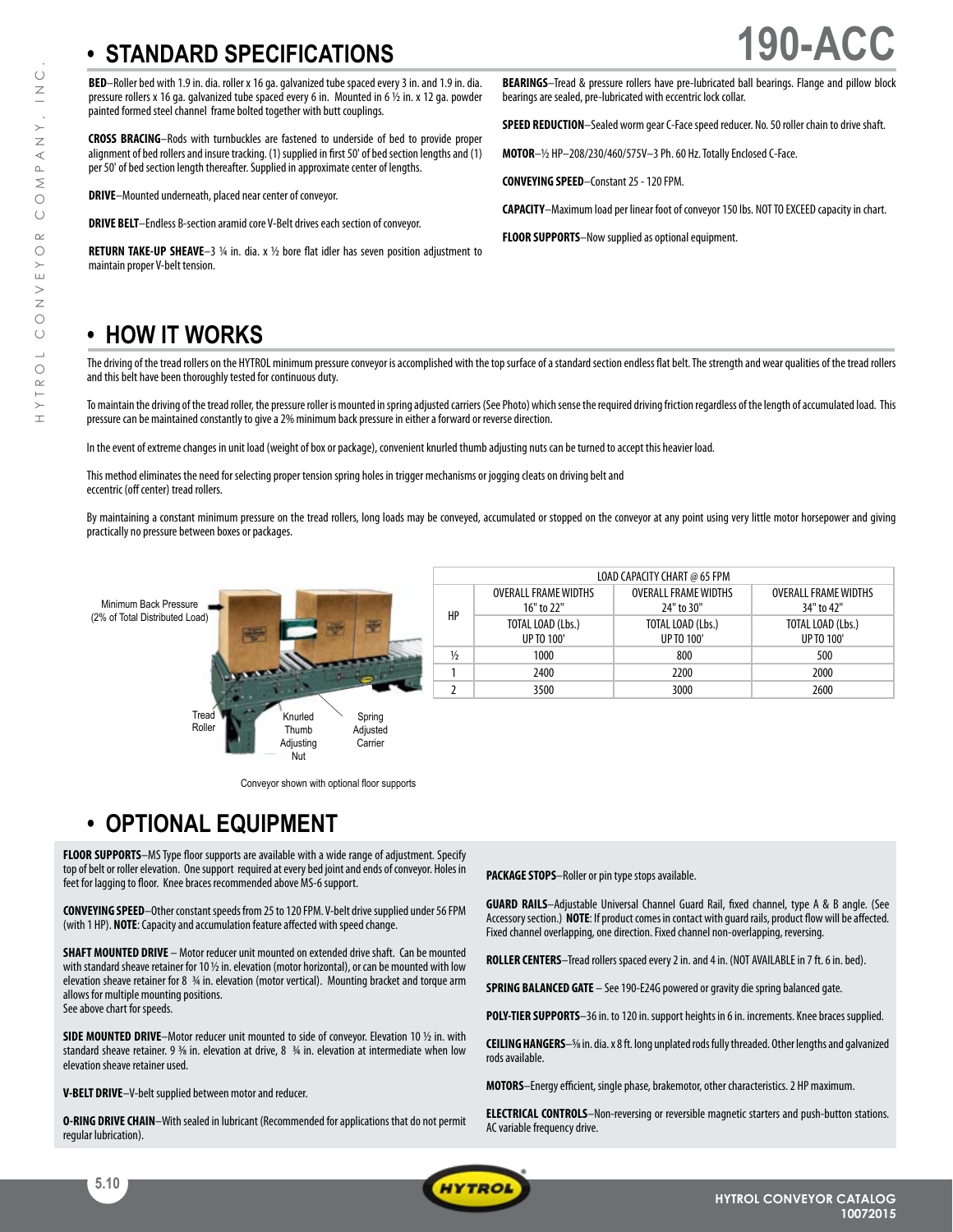# 190-ACC

## • STANDARD SPECIFICATIONS

**BED**–Roller bed with 1.9 in. dia. roller x 16 ga. galvanized tube spaced every 3 in. and 1.9 in. dia. pressure rollers x 16 ga. galvanized tube spaced every 6 in. Mounted in 6 ½ in. x 12 ga. powder painted formed steel channel frame bolted together with butt couplings.

**CROSS BRACING**–Rods with turnbuckles are fastened to underside of bed to provide proper alignment of bed rollers and insure tracking. (1) supplied in first 50' of bed section lengths and (1) per 50' of bed section length thereafter. Supplied in approximate center of lengths.

**DRIVE**–Mounted underneath, placed near center of conveyor.

**DRIVE BELT**–Endless B-section aramid core V-Belt drives each section of conveyor.

**RETURN TAKE-UP SHEAVE**–3 ¼ in. dia. x ½ bore flat idler has seven position adjustment to maintain proper V-belt tension.

**BEARINGS**–Tread & pressure rollers have pre-lubricated ball bearings. Flange and pillow block bearings are sealed, pre-lubricated with eccentric lock collar.

**SPEED REDUCTION**–Sealed worm gear C-Face speed reducer. No. 50 roller chain to drive shaft.

**MOTOR**–½ HP–208/230/460/575V–3 Ph. 60 Hz. Totally Enclosed C-Face.

**CONVEYING SPEED**–Constant 25 - 120 FPM.

**CAPACITY**–Maximum load per linear foot of conveyor 150 lbs. NOT TO EXCEED capacity in chart.

**FLOOR SUPPORTS**–Now supplied as optional equipment.

## • HOW IT WORKS

The driving of the tread rollers on the HYTROL minimum pressure conveyor is accomplished with the top surface of a standard section endless flat belt. The strength and wear qualities of the tread rollers and this belt have been thoroughly tested for continuous duty.

To maintain the driving of the tread roller, the pressure roller is mounted in spring adjusted carriers (See Photo) which sense the required driving friction regardless of the length of accumulated load. This pressure can be maintained constantly to give a 2% minimum back pressure in either a forward or reverse direction.

In the event of extreme changes in unit load (weight of box or package), convenient knurled thumb adjusting nuts can be turned to accept this heavier load.

This method eliminates the need for selecting proper tension spring holes in trigger mechanisms or jogging cleats on driving belt and eccentric (off center) tread rollers.

By maintaining a constant minimum pressure on the tread rollers, long loads may be conveyed, accumulated or stopped on the conveyor at any point using very little motor horsepower and giving practically no pressure between boxes or packages.

Minimum Back Pressure (2% of Total Distributed Load)

Tread Roller

Knurled Thumb Adjusting Nut

Spring Adjusted Carrier

Conveyor shown with optional floor supports

| LOAD CAPACITY CHART @ 65 FPM | | | |
|---|---|---|---|
| HP | OVERALL FRAME WIDTHS 16" to 22" | OVERALL FRAME WIDTHS 24" to 30" | OVERALL FRAME WIDTHS 34" to 42" |
| | TOTAL LOAD (Lbs.) UP TO 100' | TOTAL LOAD (Lbs.) UP TO 100' | TOTAL LOAD (Lbs.) UP TO 100' |
| ½ | 1000 | 800 | 500 |
| 1 | 2400 | 2200 | 2000 |
| 2 | 3500 | 3000 | 2600 |

## • OPTIONAL EQUIPMENT

**FLOOR SUPPORTS**–MS Type floor supports are available with a wide range of adjustment. Specify top of belt or roller elevation. One support required at every bed joint and ends of conveyor. Holes in feet for lagging to floor. Knee braces recommended above MS-6 support.

**CONVEYING SPEED**–Other constant speeds from 25 to 120 FPM. V-belt drive supplied under 56 FPM (with 1 HP). **NOTE**: Capacity and accumulation feature affected with speed change.

**SHAFT MOUNTED DRIVE** – Motor reducer unit mounted on extended drive shaft. Can be mounted with standard sheave retainer for 10 ½ in. elevation (motor horizontal), or can be mounted with low elevation sheave retainer for 8 ¾ in. elevation (motor vertical). Mounting bracket and torque arm allows for multiple mounting positions.
See above chart for speeds.

**SIDE MOUNTED DRIVE**–Motor reducer unit mounted to side of conveyor. Elevation 10 ½ in. with standard sheave retainer. 9 ⅜ in. elevation at drive, 8 ¾ in. elevation at intermediate when low elevation sheave retainer used.

**V-BELT DRIVE**–V-belt supplied between motor and reducer.

**O-RING DRIVE CHAIN**–With sealed in lubricant (Recommended for applications that do not permit regular lubrication).

**PACKAGE STOPS**–Roller or pin type stops available.

**GUARD RAILS**–Adjustable Universal Channel Guard Rail, fixed channel, type A & B angle. (See Accessory section.) **NOTE**: If product comes in contact with guard rails, product flow will be affected. Fixed channel overlapping, one direction. Fixed channel non-overlapping, reversing.

**ROLLER CENTERS**–Tread rollers spaced every 2 in. and 4 in. (NOT AVAILABLE in 7 ft. 6 in. bed).

**SPRING BALANCED GATE** – See 190-E24G powered or gravity die spring balanced gate.

**POLY-TIER SUPPORTS**–36 in. to 120 in. support heights in 6 in. increments. Knee braces supplied.

**CEILING HANGERS**–⅝ in. dia. x 8 ft. long unplated rods fully threaded. Other lengths and galvanized rods available.

**MOTORS**–Energy efficient, single phase, brakemotor, other characteristics. 2 HP maximum.

**ELECTRICAL CONTROLS**–Non-reversing or reversible magnetic starters and push-button stations. AC variable frequency drive.